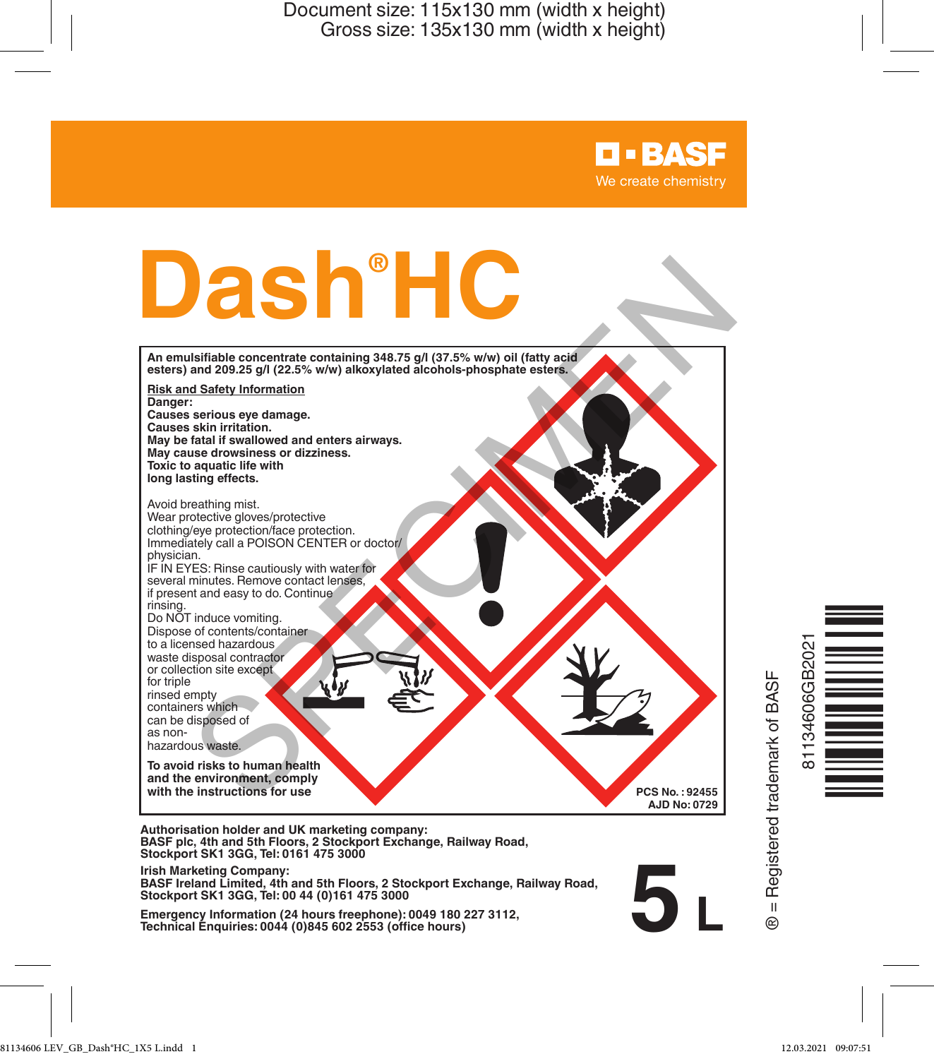BASF
We create chemistry

# Dash® HC

**An emulsifiable concentrate containing 348.75 g/l (37.5% w/w) oil (fatty acid esters) and 209.25 g/l (22.5% w/w) alkoxylated alcohols-phosphate esters.**

**Risk and Safety Information**

**Danger:**
**Causes serious eye damage.**
**Causes skin irritation.**
**May be fatal if swallowed and enters airways.**
**May cause drowsiness or dizziness.**
**Toxic to aquatic life with long lasting effects.**

Avoid breathing mist.
Wear protective gloves/protective clothing/eye protection/face protection.
Immediately call a POISON CENTER or doctor/physician.
IF IN EYES: Rinse cautiously with water for several minutes. Remove contact lenses, if present and easy to do. Continue rinsing.
Do NOT induce vomiting.
Dispose of contents/container to a licensed hazardous waste disposal contractor or collection site except for triple rinsed empty containers which can be disposed of as non-hazardous waste.

**To avoid risks to human health and the environment, comply with the instructions for use**

**PCS No. : 92455**
**AJD No: 0729**

SPECIMEN

**Authorisation holder and UK marketing company:**
**BASF plc, 4th and 5th Floors, 2 Stockport Exchange, Railway Road, Stockport SK1 3GG, Tel: 0161 475 3000**

**Irish Marketing Company:**
**BASF Ireland Limited, 4th and 5th Floors, 2 Stockport Exchange, Railway Road, Stockport SK1 3GG, Tel: 00 44 (0)161 475 3000**

**Emergency Information (24 hours freephone): 0049 180 227 3112,**
**Technical Enquiries: 0044 (0)845 602 2553 (office hours)**

**5 L**

® = Registered trademark of BASF

81134606GB2021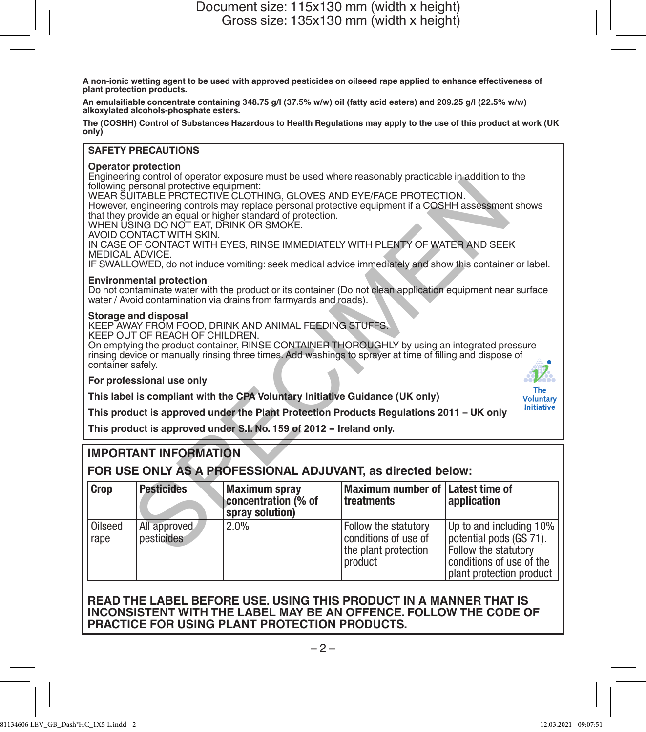**A non-ionic wetting agent to be used with approved pesticides on oilseed rape applied to enhance effectiveness of plant protection products.**

**An emulsifiable concentrate containing 348.75 g/l (37.5% w/w) oil (fatty acid esters) and 209.25 g/l (22.5% w/w) alkoxylated alcohols-phosphate esters.**

**The (COSHH) Control of Substances Hazardous to Health Regulations may apply to the use of this product at work (UK only)**

## SAFETY PRECAUTIONS

### Operator protection

Engineering control of operator exposure must be used where reasonably practicable in addition to the following personal protective equipment:
WEAR SUITABLE PROTECTIVE CLOTHING, GLOVES AND EYE/FACE PROTECTION.
However, engineering controls may replace personal protective equipment if a COSHH assessment shows that they provide an equal or higher standard of protection.
WHEN USING DO NOT EAT, DRINK OR SMOKE.
AVOID CONTACT WITH SKIN.
IN CASE OF CONTACT WITH EYES, RINSE IMMEDIATELY WITH PLENTY OF WATER AND SEEK MEDICAL ADVICE.
IF SWALLOWED, do not induce vomiting: seek medical advice immediately and show this container or label.

### Environmental protection

Do not contaminate water with the product or its container (Do not clean application equipment near surface water / Avoid contamination via drains from farmyards and roads).

### Storage and disposal

KEEP AWAY FROM FOOD, DRINK AND ANIMAL FEEDING STUFFS.
KEEP OUT OF REACH OF CHILDREN.
On emptying the product container, RINSE CONTAINER THOROUGHLY by using an integrated pressure rinsing device or manually rinsing three times. Add washings to sprayer at time of filling and dispose of container safely.

**For professional use only**

**This label is compliant with the CPA Voluntary Initiative Guidance (UK only)**

The Voluntary Initiative

**This product is approved under the Plant Protection Products Regulations 2011 – UK only**

**This product is approved under S.I. No. 159 of 2012 – Ireland only.**

## IMPORTANT INFORMATION

### FOR USE ONLY AS A PROFESSIONAL ADJUVANT, as directed below:

| Crop | Pesticides | Maximum spray concentration (% of spray solution) | Maximum number of treatments | Latest time of application |
|---|---|---|---|---|
| Oilseed rape | All approved pesticides | 2.0% | Follow the statutory conditions of use of the plant protection product | Up to and including 10% potential pods (GS 71). Follow the statutory conditions of use of the plant protection product |

**READ THE LABEL BEFORE USE. USING THIS PRODUCT IN A MANNER THAT IS INCONSISTENT WITH THE LABEL MAY BE AN OFFENCE. FOLLOW THE CODE OF PRACTICE FOR USING PLANT PROTECTION PRODUCTS.**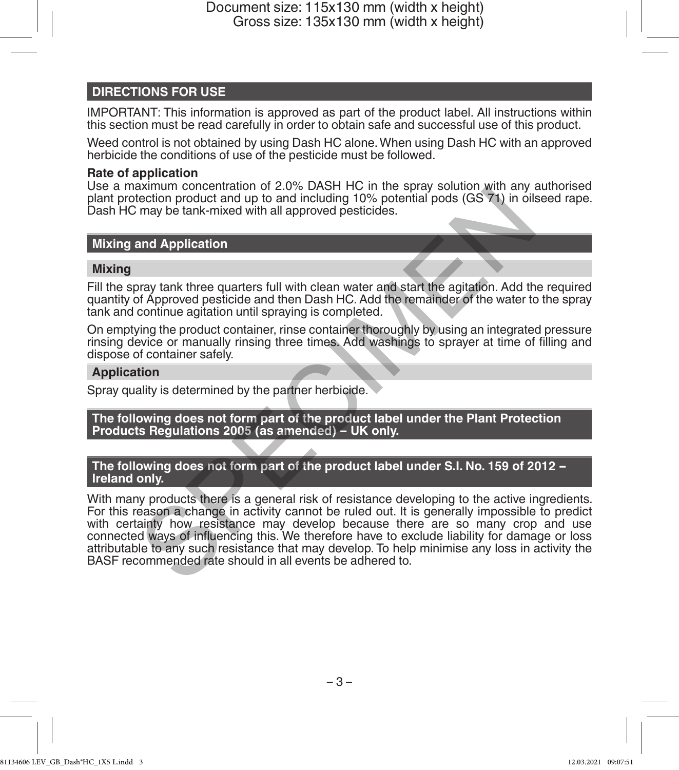## DIRECTIONS FOR USE

IMPORTANT: This information is approved as part of the product label. All instructions within this section must be read carefully in order to obtain safe and successful use of this product.

Weed control is not obtained by using Dash HC alone. When using Dash HC with an approved herbicide the conditions of use of the pesticide must be followed.

**Rate of application**

Use a maximum concentration of 2.0% DASH HC in the spray solution with any authorised plant protection product and up to and including 10% potential pods (GS 71) in oilseed rape. Dash HC may be tank-mixed with all approved pesticides.

## Mixing and Application

### Mixing

Fill the spray tank three quarters full with clean water and start the agitation. Add the required quantity of Approved pesticide and then Dash HC. Add the remainder of the water to the spray tank and continue agitation until spraying is completed.

On emptying the product container, rinse container thoroughly by using an integrated pressure rinsing device or manually rinsing three times. Add washings to sprayer at time of filling and dispose of container safely.

### Application

Spray quality is determined by the partner herbicide.

## The following does not form part of the product label under the Plant Protection Products Regulations 2005 (as amended) – UK only.

## The following does not form part of the product label under S.I. No. 159 of 2012 – Ireland only.

With many products there is a general risk of resistance developing to the active ingredients. For this reason a change in activity cannot be ruled out. It is generally impossible to predict with certainty how resistance may develop because there are so many crop and use connected ways of influencing this. We therefore have to exclude liability for damage or loss attributable to any such resistance that may develop. To help minimise any loss in activity the BASF recommended rate should in all events be adhered to.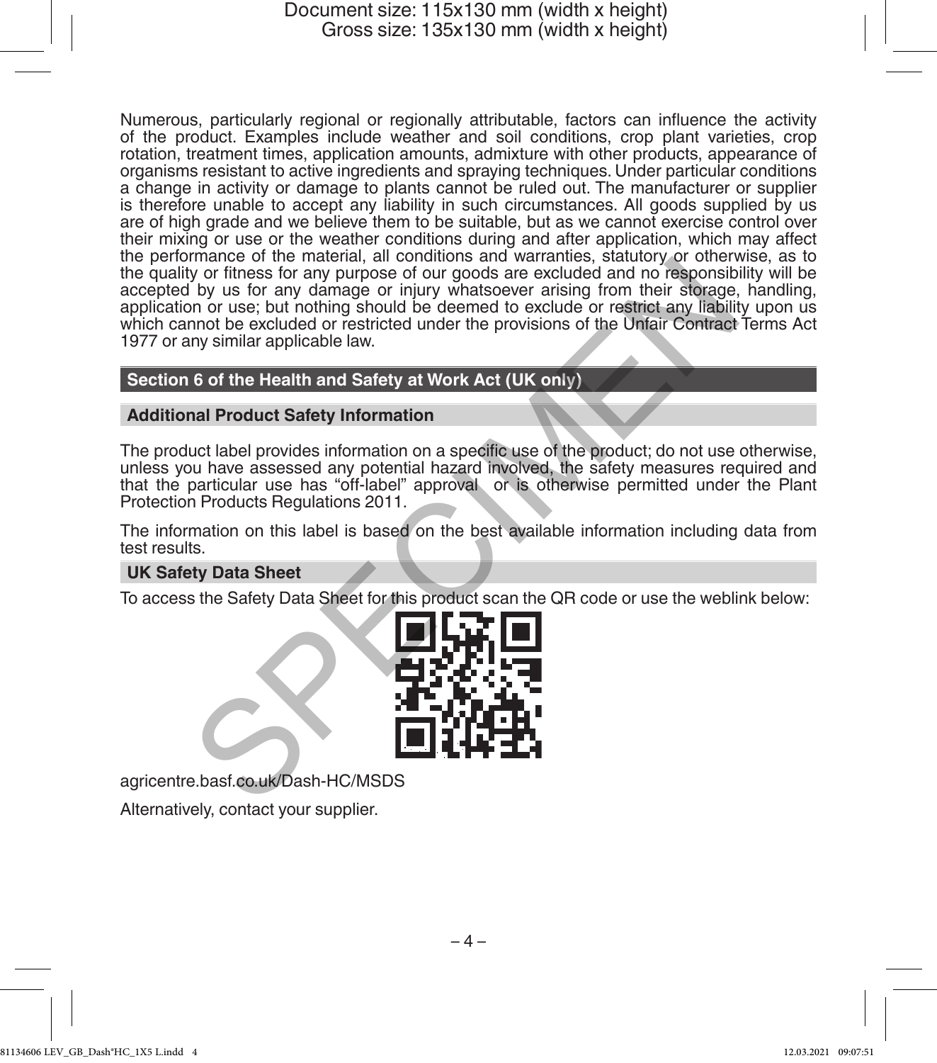Numerous, particularly regional or regionally attributable, factors can influence the activity of the product. Examples include weather and soil conditions, crop plant varieties, crop rotation, treatment times, application amounts, admixture with other products, appearance of organisms resistant to active ingredients and spraying techniques. Under particular conditions a change in activity or damage to plants cannot be ruled out. The manufacturer or supplier is therefore unable to accept any liability in such circumstances. All goods supplied by us are of high grade and we believe them to be suitable, but as we cannot exercise control over their mixing or use or the weather conditions during and after application, which may affect the performance of the material, all conditions and warranties, statutory or otherwise, as to the quality or fitness for any purpose of our goods are excluded and no responsibility will be accepted by us for any damage or injury whatsoever arising from their storage, handling, application or use; but nothing should be deemed to exclude or restrict any liability upon us which cannot be excluded or restricted under the provisions of the Unfair Contract Terms Act 1977 or any similar applicable law.

## Section 6 of the Health and Safety at Work Act (UK only)

### Additional Product Safety Information

The product label provides information on a specific use of the product; do not use otherwise, unless you have assessed any potential hazard involved, the safety measures required and that the particular use has "off-label" approval or is otherwise permitted under the Plant Protection Products Regulations 2011.

The information on this label is based on the best available information including data from test results.

### UK Safety Data Sheet

To access the Safety Data Sheet for this product scan the QR code or use the weblink below:

agricentre.basf.co.uk/Dash-HC/MSDS

Alternatively, contact your supplier.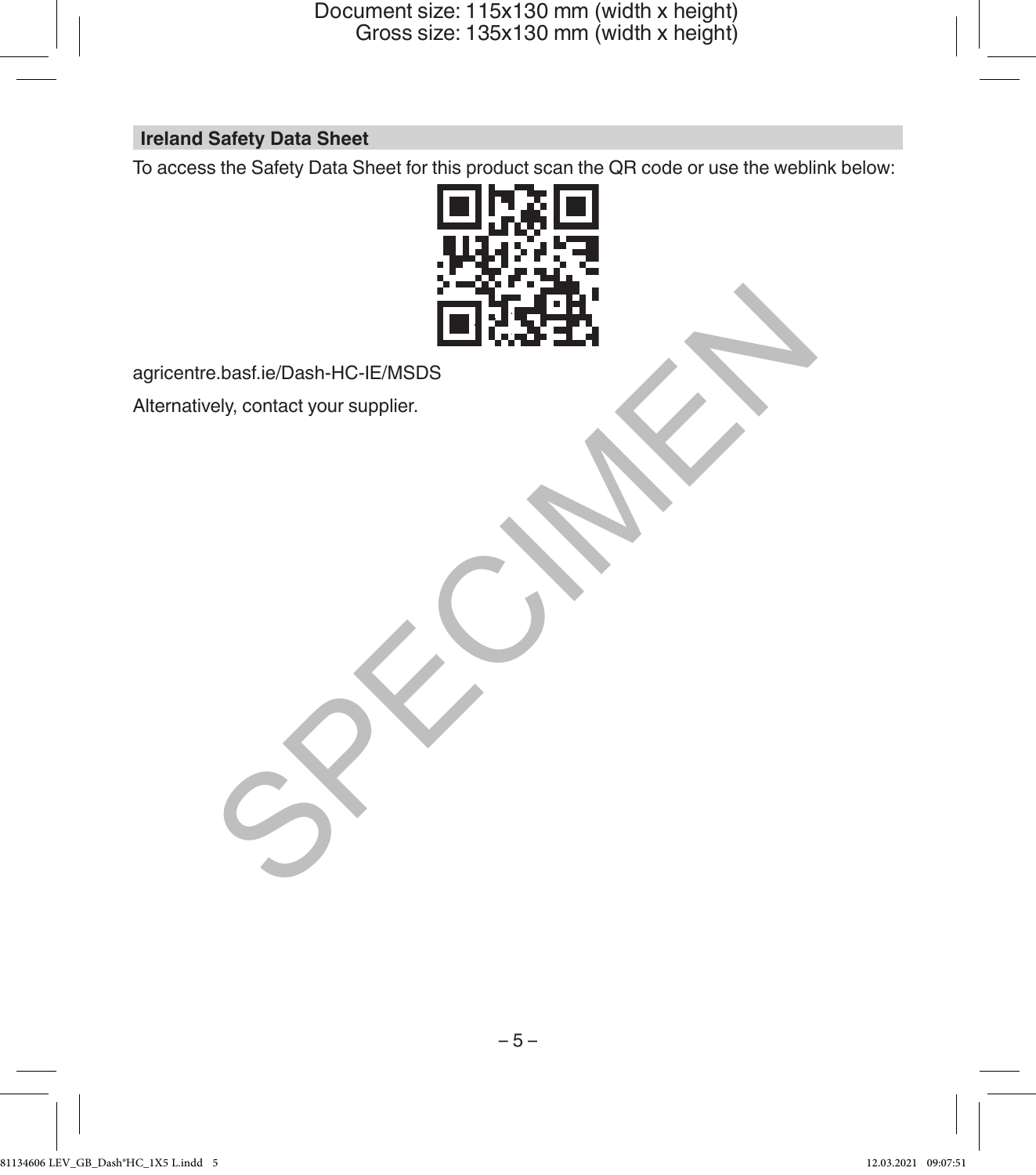## Ireland Safety Data Sheet

To access the Safety Data Sheet for this product scan the QR code or use the weblink below:

agricentre.basf.ie/Dash-HC-IE/MSDS

Alternatively, contact your supplier.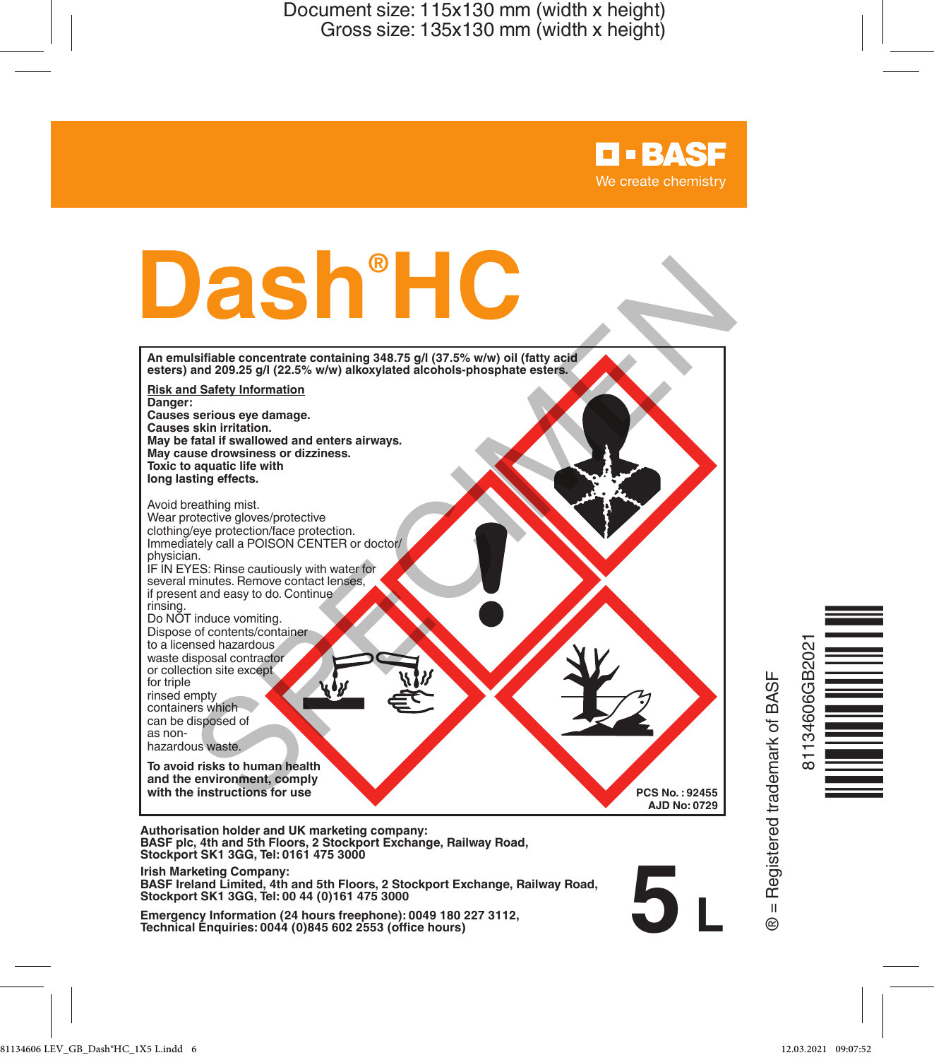Document size: 115x130 mm (width x height)
Gross size: 135x130 mm (width x height)

BASF
We create chemistry

# Dash®HC

**An emulsifiable concentrate containing 348.75 g/l (37.5% w/w) oil (fatty acid esters) and 209.25 g/l (22.5% w/w) alkoxylated alcohols-phosphate esters.**

**Risk and Safety Information**

**Danger:**
**Causes serious eye damage.**
**Causes skin irritation.**
**May be fatal if swallowed and enters airways.**
**May cause drowsiness or dizziness.**
**Toxic to aquatic life with long lasting effects.**

Avoid breathing mist.
Wear protective gloves/protective clothing/eye protection/face protection.
Immediately call a POISON CENTER or doctor/physician.
IF IN EYES: Rinse cautiously with water for several minutes. Remove contact lenses, if present and easy to do. Continue rinsing.
Do NOT induce vomiting.
Dispose of contents/container to a licensed hazardous waste disposal contractor or collection site except for triple rinsed empty containers which can be disposed of as non-hazardous waste.

**To avoid risks to human health and the environment, comply with the instructions for use**

SPECIMEN

**PCS No. : 92455**
**AJD No: 0729**

**Authorisation holder and UK marketing company:**
**BASF plc, 4th and 5th Floors, 2 Stockport Exchange, Railway Road, Stockport SK1 3GG, Tel: 0161 475 3000**

**Irish Marketing Company:**
**BASF Ireland Limited, 4th and 5th Floors, 2 Stockport Exchange, Railway Road, Stockport SK1 3GG, Tel: 00 44 (0)161 475 3000**

**Emergency Information (24 hours freephone): 0049 180 227 3112,**
**Technical Enquiries: 0044 (0)845 602 2553 (office hours)**

**5 L**

® = Registered trademark of BASF

81134606GB2021